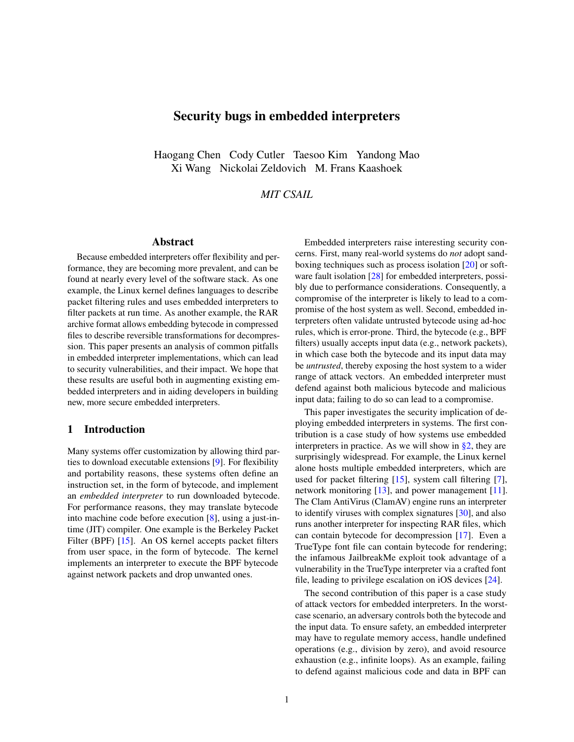# Security bugs in embedded interpreters

Haogang Chen Cody Cutler Taesoo Kim Yandong Mao
Xi Wang Nickolai Zeldovich M. Frans Kaashoek

*MIT CSAIL*

## Abstract

Because embedded interpreters offer flexibility and performance, they are becoming more prevalent, and can be found at nearly every level of the software stack. As one example, the Linux kernel defines languages to describe packet filtering rules and uses embedded interpreters to filter packets at run time. As another example, the RAR archive format allows embedding bytecode in compressed files to describe reversible transformations for decompression. This paper presents an analysis of common pitfalls in embedded interpreter implementations, which can lead to security vulnerabilities, and their impact. We hope that these results are useful both in augmenting existing embedded interpreters and in aiding developers in building new, more secure embedded interpreters.

## 1 Introduction

Many systems offer customization by allowing third parties to download executable extensions [9]. For flexibility and portability reasons, these systems often define an instruction set, in the form of bytecode, and implement an *embedded interpreter* to run downloaded bytecode. For performance reasons, they may translate bytecode into machine code before execution [8], using a just-in-time (JIT) compiler. One example is the Berkeley Packet Filter (BPF) [15]. An OS kernel accepts packet filters from user space, in the form of bytecode. The kernel implements an interpreter to execute the BPF bytecode against network packets and drop unwanted ones.

Embedded interpreters raise interesting security concerns. First, many real-world systems do *not* adopt sandboxing techniques such as process isolation [20] or software fault isolation [28] for embedded interpreters, possibly due to performance considerations. Consequently, a compromise of the interpreter is likely to lead to a compromise of the host system as well. Second, embedded interpreters often validate untrusted bytecode using ad-hoc rules, which is error-prone. Third, the bytecode (e.g., BPF filters) usually accepts input data (e.g., network packets), in which case both the bytecode and its input data may be *untrusted*, thereby exposing the host system to a wider range of attack vectors. An embedded interpreter must defend against both malicious bytecode and malicious input data; failing to do so can lead to a compromise.

This paper investigates the security implication of deploying embedded interpreters in systems. The first contribution is a case study of how systems use embedded interpreters in practice. As we will show in §2, they are surprisingly widespread. For example, the Linux kernel alone hosts multiple embedded interpreters, which are used for packet filtering [15], system call filtering [7], network monitoring [13], and power management [11]. The Clam AntiVirus (ClamAV) engine runs an interpreter to identify viruses with complex signatures [30], and also runs another interpreter for inspecting RAR files, which can contain bytecode for decompression [17]. Even a TrueType font file can contain bytecode for rendering; the infamous JailbreakMe exploit took advantage of a vulnerability in the TrueType interpreter via a crafted font file, leading to privilege escalation on iOS devices [24].

The second contribution of this paper is a case study of attack vectors for embedded interpreters. In the worst-case scenario, an adversary controls both the bytecode and the input data. To ensure safety, an embedded interpreter may have to regulate memory access, handle undefined operations (e.g., division by zero), and avoid resource exhaustion (e.g., infinite loops). As an example, failing to defend against malicious code and data in BPF can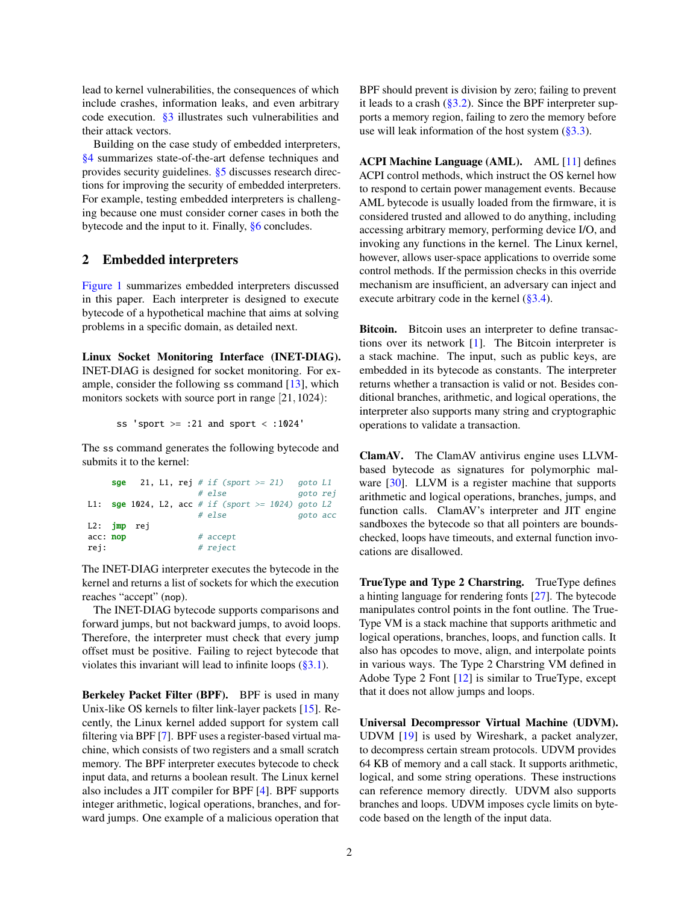lead to kernel vulnerabilities, the consequences of which include crashes, information leaks, and even arbitrary code execution. §3 illustrates such vulnerabilities and their attack vectors.

Building on the case study of embedded interpreters, §4 summarizes state-of-the-art defense techniques and provides security guidelines. §5 discusses research directions for improving the security of embedded interpreters. For example, testing embedded interpreters is challenging because one must consider corner cases in both the bytecode and the input to it. Finally, §6 concludes.

## 2 Embedded interpreters

Figure 1 summarizes embedded interpreters discussed in this paper. Each interpreter is designed to execute bytecode of a hypothetical machine that aims at solving problems in a specific domain, as detailed next.

**Linux Socket Monitoring Interface (INET-DIAG).** INET-DIAG is designed for socket monitoring. For example, consider the following ss command [13], which monitors sockets with source port in range $[21, 1024)$:

```
ss 'sport >= :21 and sport < :1024'
```

The ss command generates the following bytecode and submits it to the kernel:

```
     sge    21, L1, rej # if (sport >= 21)   goto L1
                        # else               goto rej
L1:  sge 1024, L2, acc  # if (sport >= 1024) goto L2
                        # else               goto acc
L2:  jmp  rej
acc: nop                # accept
rej:                    # reject
```

The INET-DIAG interpreter executes the bytecode in the kernel and returns a list of sockets for which the execution reaches “accept” (nop).

The INET-DIAG bytecode supports comparisons and forward jumps, but not backward jumps, to avoid loops. Therefore, the interpreter must check that every jump offset must be positive. Failing to reject bytecode that violates this invariant will lead to infinite loops (§3.1).

**Berkeley Packet Filter (BPF).** BPF is used in many Unix-like OS kernels to filter link-layer packets [15]. Recently, the Linux kernel added support for system call filtering via BPF [7]. BPF uses a register-based virtual machine, which consists of two registers and a small scratch memory. The BPF interpreter executes bytecode to check input data, and returns a boolean result. The Linux kernel also includes a JIT compiler for BPF [4]. BPF supports integer arithmetic, logical operations, branches, and forward jumps. One example of a malicious operation that BPF should prevent is division by zero; failing to prevent it leads to a crash (§3.2). Since the BPF interpreter supports a memory region, failing to zero the memory before use will leak information of the host system (§3.3).

**ACPI Machine Language (AML).** AML [11] defines ACPI control methods, which instruct the OS kernel how to respond to certain power management events. Because AML bytecode is usually loaded from the firmware, it is considered trusted and allowed to do anything, including accessing arbitrary memory, performing device I/O, and invoking any functions in the kernel. The Linux kernel, however, allows user-space applications to override some control methods. If the permission checks in this override mechanism are insufficient, an adversary can inject and execute arbitrary code in the kernel (§3.4).

**Bitcoin.** Bitcoin uses an interpreter to define transactions over its network [1]. The Bitcoin interpreter is a stack machine. The input, such as public keys, are embedded in its bytecode as constants. The interpreter returns whether a transaction is valid or not. Besides conditional branches, arithmetic, and logical operations, the interpreter also supports many string and cryptographic operations to validate a transaction.

**ClamAV.** The ClamAV antivirus engine uses LLVM-based bytecode as signatures for polymorphic malware [30]. LLVM is a register machine that supports arithmetic and logical operations, branches, jumps, and function calls. ClamAV’s interpreter and JIT engine sandboxes the bytecode so that all pointers are bounds-checked, loops have timeouts, and external function invocations are disallowed.

**TrueType and Type 2 Charstring.** TrueType defines a hinting language for rendering fonts [27]. The bytecode manipulates control points in the font outline. The TrueType VM is a stack machine that supports arithmetic and logical operations, branches, loops, and function calls. It also has opcodes to move, align, and interpolate points in various ways. The Type 2 Charstring VM defined in Adobe Type 2 Font [12] is similar to TrueType, except that it does not allow jumps and loops.

**Universal Decompressor Virtual Machine (UDVM).** UDVM [19] is used by Wireshark, a packet analyzer, to decompress certain stream protocols. UDVM provides 64 KB of memory and a call stack. It supports arithmetic, logical, and some string operations. These instructions can reference memory directly. UDVM also supports branches and loops. UDVM imposes cycle limits on bytecode based on the length of the input data.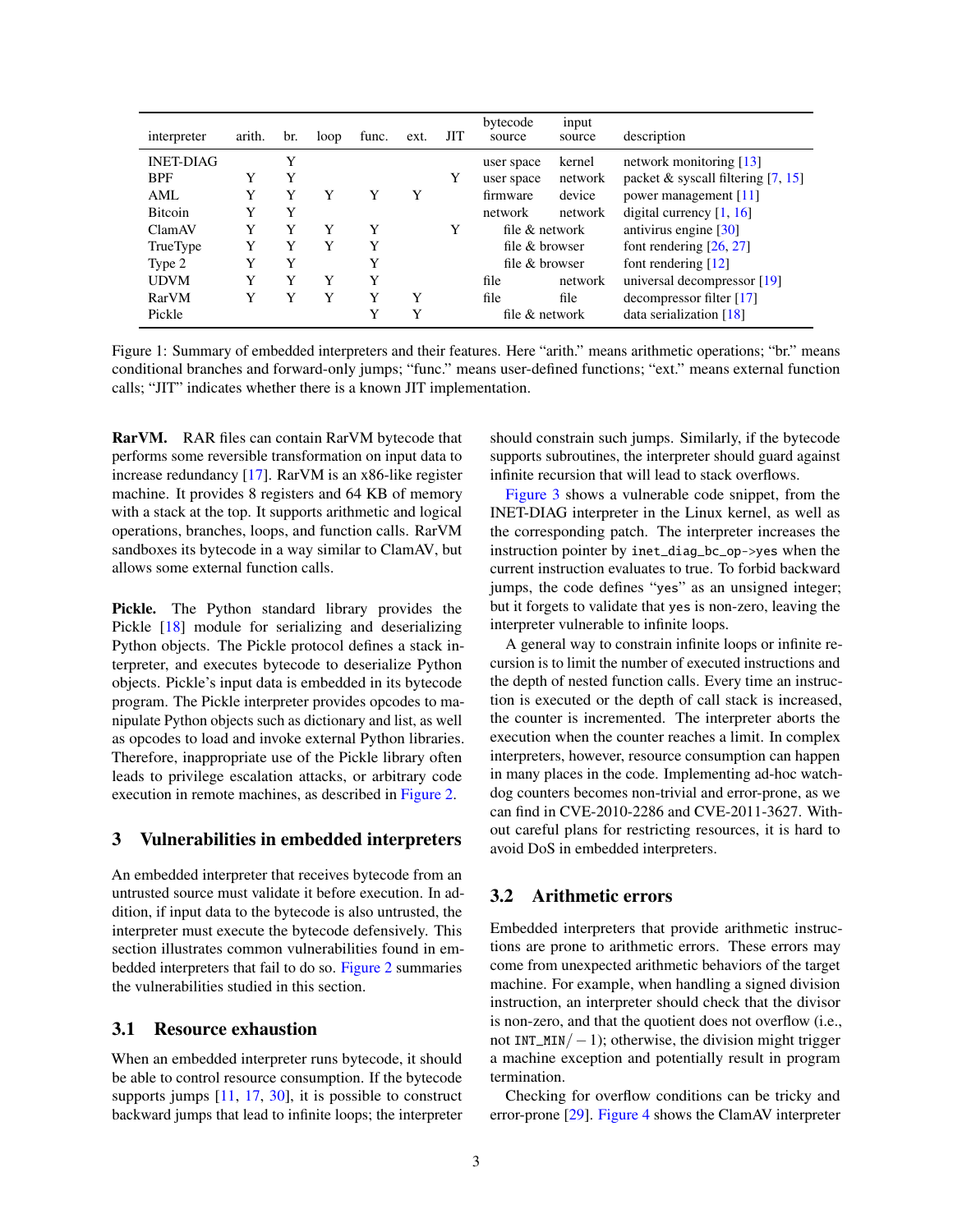| interpreter | arith. | br. | loop | func. | ext. | JIT | bytecode source | input source | description |
|---|---|---|---|---|---|---|---|---|---|
| INET-DIAG | | Y | | | | | user space | kernel | network monitoring [13] |
| BPF | Y | Y | | | | Y | user space | network | packet & syscall filtering [7, 15] |
| AML | Y | Y | Y | Y | Y | | firmware | device | power management [11] |
| Bitcoin | Y | Y | | | | | network | network | digital currency [1, 16] |
| ClamAV | Y | Y | Y | Y | | Y | file & network | | antivirus engine [30] |
| TrueType | Y | Y | Y | Y | | | file & browser | | font rendering [26, 27] |
| Type 2 | Y | Y | | Y | | | file & browser | | font rendering [12] |
| UDVM | Y | Y | Y | Y | | | file | network | universal decompressor [19] |
| RarVM | Y | Y | Y | Y | Y | | file | file | decompressor filter [17] |
| Pickle | | | | Y | Y | | file & network | | data serialization [18] |

Figure 1: Summary of embedded interpreters and their features. Here "arith." means arithmetic operations; "br." means conditional branches and forward-only jumps; "func." means user-defined functions; "ext." means external function calls; "JIT" indicates whether there is a known JIT implementation.

**RarVM.** RAR files can contain RarVM bytecode that performs some reversible transformation on input data to increase redundancy [17]. RarVM is an x86-like register machine. It provides 8 registers and 64 KB of memory with a stack at the top. It supports arithmetic and logical operations, branches, loops, and function calls. RarVM sandboxes its bytecode in a way similar to ClamAV, but allows some external function calls.

**Pickle.** The Python standard library provides the Pickle [18] module for serializing and deserializing Python objects. The Pickle protocol defines a stack interpreter, and executes bytecode to deserialize Python objects. Pickle's input data is embedded in its bytecode program. The Pickle interpreter provides opcodes to manipulate Python objects such as dictionary and list, as well as opcodes to load and invoke external Python libraries. Therefore, inappropriate use of the Pickle library often leads to privilege escalation attacks, or arbitrary code execution in remote machines, as described in Figure 2.

## 3 Vulnerabilities in embedded interpreters

An embedded interpreter that receives bytecode from an untrusted source must validate it before execution. In addition, if input data to the bytecode is also untrusted, the interpreter must execute the bytecode defensively. This section illustrates common vulnerabilities found in embedded interpreters that fail to do so. Figure 2 summaries the vulnerabilities studied in this section.

### 3.1 Resource exhaustion

When an embedded interpreter runs bytecode, it should be able to control resource consumption. If the bytecode supports jumps [11, 17, 30], it is possible to construct backward jumps that lead to infinite loops; the interpreter should constrain such jumps. Similarly, if the bytecode supports subroutines, the interpreter should guard against infinite recursion that will lead to stack overflows.

Figure 3 shows a vulnerable code snippet, from the INET-DIAG interpreter in the Linux kernel, as well as the corresponding patch. The interpreter increases the instruction pointer by `inet_diag_bc_op->yes` when the current instruction evaluates to true. To forbid backward jumps, the code defines "`yes`" as an unsigned integer; but it forgets to validate that `yes` is non-zero, leaving the interpreter vulnerable to infinite loops.

A general way to constrain infinite loops or infinite recursion is to limit the number of executed instructions and the depth of nested function calls. Every time an instruction is executed or the depth of call stack is increased, the counter is incremented. The interpreter aborts the execution when the counter reaches a limit. In complex interpreters, however, resource consumption can happen in many places in the code. Implementing ad-hoc watchdog counters becomes non-trivial and error-prone, as we can find in CVE-2010-2286 and CVE-2011-3627. Without careful plans for restricting resources, it is hard to avoid DoS in embedded interpreters.

### 3.2 Arithmetic errors

Embedded interpreters that provide arithmetic instructions are prone to arithmetic errors. These errors may come from unexpected arithmetic behaviors of the target machine. For example, when handling a signed division instruction, an interpreter should check that the divisor is non-zero, and that the quotient does not overflow (i.e., not $\texttt{INT\_MIN}/-1$); otherwise, the division might trigger a machine exception and potentially result in program termination.

Checking for overflow conditions can be tricky and error-prone [29]. Figure 4 shows the ClamAV interpreter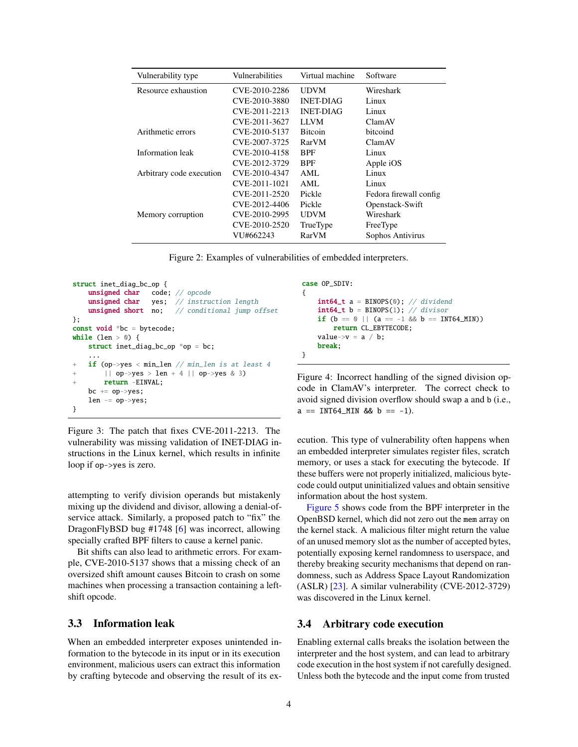| Vulnerability type | Vulnerabilities | Virtual machine | Software |
|---|---|---|---|
| Resource exhaustion | CVE-2010-2286 | UDVM | Wireshark |
| | CVE-2010-3880 | INET-DIAG | Linux |
| | CVE-2011-2213 | INET-DIAG | Linux |
| | CVE-2011-3627 | LLVM | ClamAV |
| Arithmetic errors | CVE-2010-5137 | Bitcoin | bitcoind |
| | CVE-2007-3725 | RarVM | ClamAV |
| Information leak | CVE-2010-4158 | BPF | Linux |
| | CVE-2012-3729 | BPF | Apple iOS |
| Arbitrary code execution | CVE-2010-4347 | AML | Linux |
| | CVE-2011-1021 | AML | Linux |
| | CVE-2011-2520 | Pickle | Fedora firewall config |
| | CVE-2012-4406 | Pickle | Openstack-Swift |
| Memory corruption | CVE-2010-2995 | UDVM | Wireshark |
| | CVE-2010-2520 | TrueType | FreeType |
| | VU#662243 | RarVM | Sophos Antivirus |

Figure 2: Examples of vulnerabilities of embedded interpreters.

```
struct inet_diag_bc_op {
    unsigned char   code; // opcode
    unsigned char   yes;  // instruction length
    unsigned short  no;   // conditional jump offset
};
const void *bc = bytecode;
while (len > 0) {
    struct inet_diag_bc_op *op = bc;
    ...
+   if (op->yes < min_len // min_len is at least 4
+       || op->yes > len + 4 || op->yes & 3)
+       return -EINVAL;
    bc += op->yes;
    len -= op->yes;
}
```

Figure 3: The patch that fixes CVE-2011-2213. The vulnerability was missing validation of INET-DIAG instructions in the Linux kernel, which results in infinite loop if `op->yes` is zero.

attempting to verify division operands but mistakenly mixing up the dividend and divisor, allowing a denial-of-service attack. Similarly, a proposed patch to "fix" the DragonFlyBSD bug #1748 [6] was incorrect, allowing specially crafted BPF filters to cause a kernel panic.

Bit shifts can also lead to arithmetic errors. For example, CVE-2010-5137 shows that a missing check of an oversized shift amount causes Bitcoin to crash on some machines when processing a transaction containing a left-shift opcode.

## 3.3 Information leak

When an embedded interpreter exposes unintended information to the bytecode in its input or in its execution environment, malicious users can extract this information by crafting bytecode and observing the result of its execution. This type of vulnerability often happens when an embedded interpreter simulates register files, scratch memory, or uses a stack for executing the bytecode. If these buffers were not properly initialized, malicious bytecode could output uninitialized values and obtain sensitive information about the host system.

```
case OP_SDIV:
{
    int64_t a = BINOPS(0); // dividend
    int64_t b = BINOPS(1); // divisor
    if (b == 0 || (a == -1 && b == INT64_MIN))
        return CL_EBYTECODE;
    value->v = a / b;
    break;
}
```

Figure 4: Incorrect handling of the signed division opcode in ClamAV's interpreter. The correct check to avoid signed division overflow should swap `a` and `b` (i.e., `a == INT64_MIN && b == -1`).

Figure 5 shows code from the BPF interpreter in the OpenBSD kernel, which did not zero out the `mem` array on the kernel stack. A malicious filter might return the value of an unused memory slot as the number of accepted bytes, potentially exposing kernel randomness to userspace, and thereby breaking security mechanisms that depend on randomness, such as Address Space Layout Randomization (ASLR) [23]. A similar vulnerability (CVE-2012-3729) was discovered in the Linux kernel.

## 3.4 Arbitrary code execution

Enabling external calls breaks the isolation between the interpreter and the host system, and can lead to arbitrary code execution in the host system if not carefully designed. Unless both the bytecode and the input come from trusted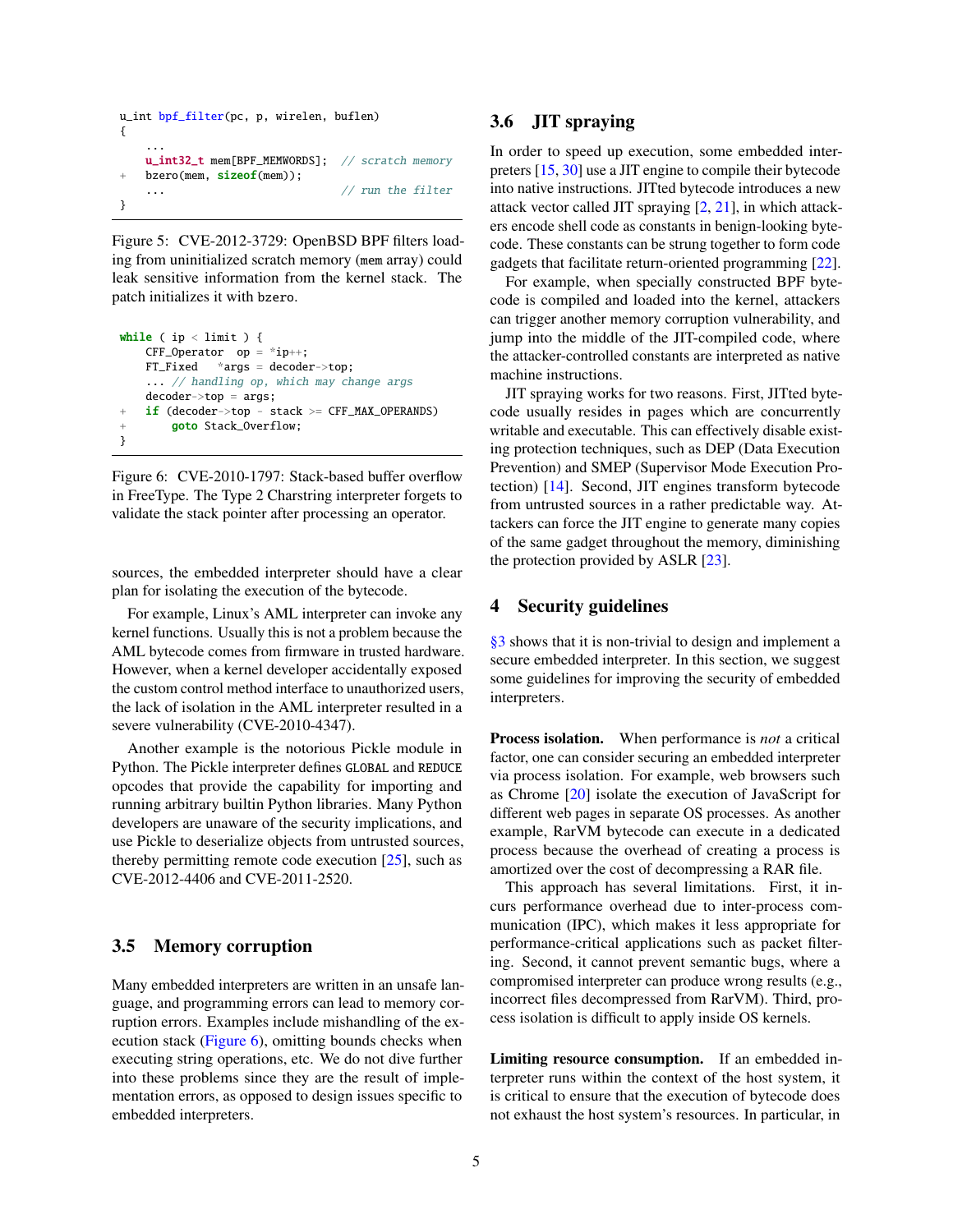```
u_int bpf_filter(pc, p, wirelen, buflen)
{
    ...
    u_int32_t mem[BPF_MEMWORDS];  // scratch memory
+   bzero(mem, sizeof(mem));
    ...                           // run the filter
}
```

Figure 5: CVE-2012-3729: OpenBSD BPF filters loading from uninitialized scratch memory (mem array) could leak sensitive information from the kernel stack. The patch initializes it with bzero.

```
while ( ip < limit ) {
    CFF_Operator  op = *ip++;
    FT_Fixed   *args = decoder->top;
    ... // handling op, which may change args
    decoder->top = args;
+   if (decoder->top - stack >= CFF_MAX_OPERANDS)
+       goto Stack_Overflow;
}
```

Figure 6: CVE-2010-1797: Stack-based buffer overflow in FreeType. The Type 2 Charstring interpreter forgets to validate the stack pointer after processing an operator.

sources, the embedded interpreter should have a clear plan for isolating the execution of the bytecode.

For example, Linux's AML interpreter can invoke any kernel functions. Usually this is not a problem because the AML bytecode comes from firmware in trusted hardware. However, when a kernel developer accidentally exposed the custom control method interface to unauthorized users, the lack of isolation in the AML interpreter resulted in a severe vulnerability (CVE-2010-4347).

Another example is the notorious Pickle module in Python. The Pickle interpreter defines GLOBAL and REDUCE opcodes that provide the capability for importing and running arbitrary builtin Python libraries. Many Python developers are unaware of the security implications, and use Pickle to deserialize objects from untrusted sources, thereby permitting remote code execution [25], such as CVE-2012-4406 and CVE-2011-2520.

## 3.5 Memory corruption

Many embedded interpreters are written in an unsafe language, and programming errors can lead to memory corruption errors. Examples include mishandling of the execution stack (Figure 6), omitting bounds checks when executing string operations, etc. We do not dive further into these problems since they are the result of implementation errors, as opposed to design issues specific to embedded interpreters.

## 3.6 JIT spraying

In order to speed up execution, some embedded interpreters [15, 30] use a JIT engine to compile their bytecode into native instructions. JITted bytecode introduces a new attack vector called JIT spraying [2, 21], in which attackers encode shell code as constants in benign-looking bytecode. These constants can be strung together to form code gadgets that facilitate return-oriented programming [22].

For example, when specially constructed BPF bytecode is compiled and loaded into the kernel, attackers can trigger another memory corruption vulnerability, and jump into the middle of the JIT-compiled code, where the attacker-controlled constants are interpreted as native machine instructions.

JIT spraying works for two reasons. First, JITted bytecode usually resides in pages which are concurrently writable and executable. This can effectively disable existing protection techniques, such as DEP (Data Execution Prevention) and SMEP (Supervisor Mode Execution Protection) [14]. Second, JIT engines transform bytecode from untrusted sources in a rather predictable way. Attackers can force the JIT engine to generate many copies of the same gadget throughout the memory, diminishing the protection provided by ASLR [23].

# 4 Security guidelines

§3 shows that it is non-trivial to design and implement a secure embedded interpreter. In this section, we suggest some guidelines for improving the security of embedded interpreters.

**Process isolation.** When performance is *not* a critical factor, one can consider securing an embedded interpreter via process isolation. For example, web browsers such as Chrome [20] isolate the execution of JavaScript for different web pages in separate OS processes. As another example, RarVM bytecode can execute in a dedicated process because the overhead of creating a process is amortized over the cost of decompressing a RAR file.

This approach has several limitations. First, it incurs performance overhead due to inter-process communication (IPC), which makes it less appropriate for performance-critical applications such as packet filtering. Second, it cannot prevent semantic bugs, where a compromised interpreter can produce wrong results (e.g., incorrect files decompressed from RarVM). Third, process isolation is difficult to apply inside OS kernels.

**Limiting resource consumption.** If an embedded interpreter runs within the context of the host system, it is critical to ensure that the execution of bytecode does not exhaust the host system's resources. In particular, in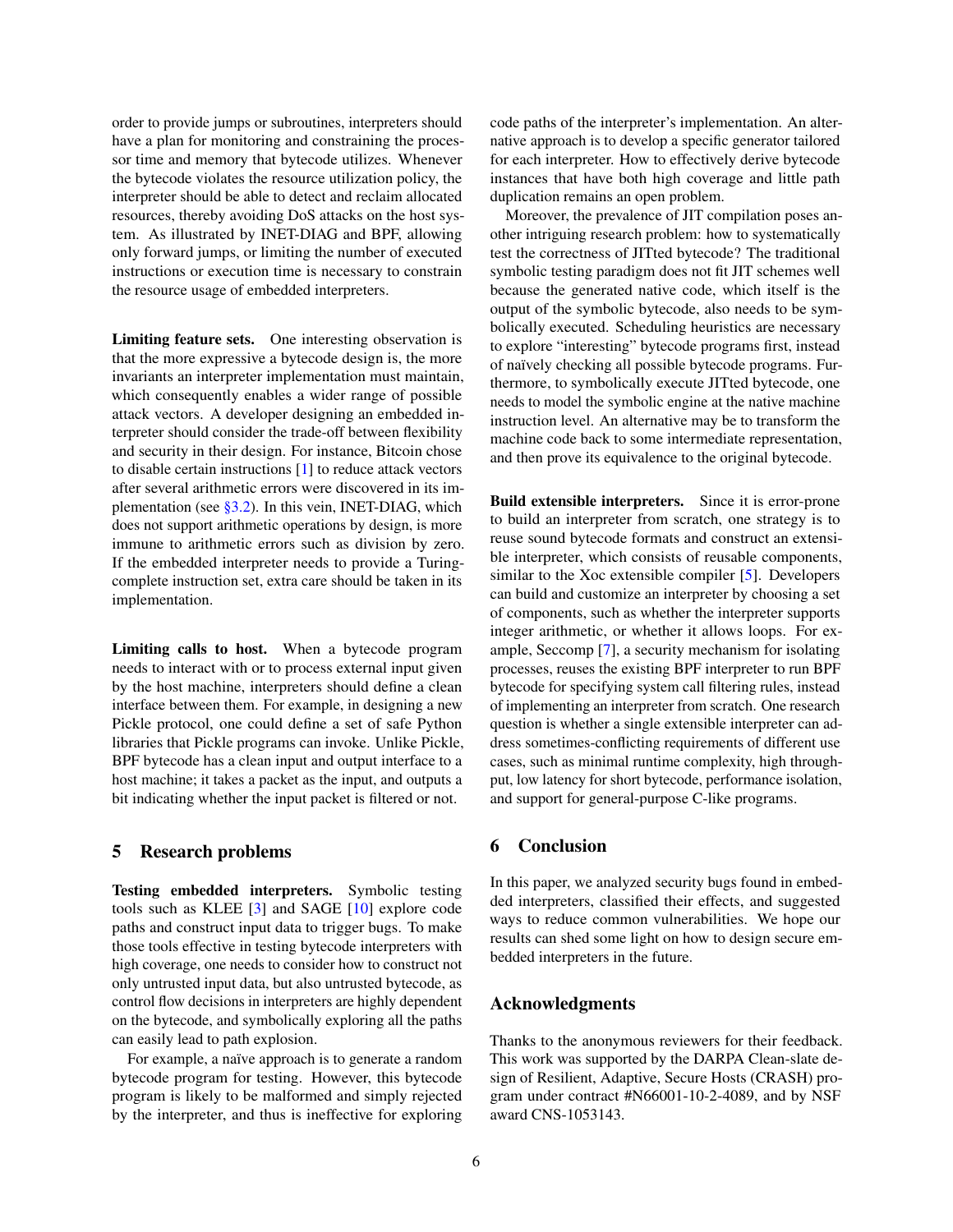order to provide jumps or subroutines, interpreters should have a plan for monitoring and constraining the processor time and memory that bytecode utilizes. Whenever the bytecode violates the resource utilization policy, the interpreter should be able to detect and reclaim allocated resources, thereby avoiding DoS attacks on the host system. As illustrated by INET-DIAG and BPF, allowing only forward jumps, or limiting the number of executed instructions or execution time is necessary to constrain the resource usage of embedded interpreters.

**Limiting feature sets.** One interesting observation is that the more expressive a bytecode design is, the more invariants an interpreter implementation must maintain, which consequently enables a wider range of possible attack vectors. A developer designing an embedded interpreter should consider the trade-off between flexibility and security in their design. For instance, Bitcoin chose to disable certain instructions [1] to reduce attack vectors after several arithmetic errors were discovered in its implementation (see §3.2). In this vein, INET-DIAG, which does not support arithmetic operations by design, is more immune to arithmetic errors such as division by zero. If the embedded interpreter needs to provide a Turing-complete instruction set, extra care should be taken in its implementation.

**Limiting calls to host.** When a bytecode program needs to interact with or to process external input given by the host machine, interpreters should define a clean interface between them. For example, in designing a new Pickle protocol, one could define a set of safe Python libraries that Pickle programs can invoke. Unlike Pickle, BPF bytecode has a clean input and output interface to a host machine; it takes a packet as the input, and outputs a bit indicating whether the input packet is filtered or not.

## 5 Research problems

**Testing embedded interpreters.** Symbolic testing tools such as KLEE [3] and SAGE [10] explore code paths and construct input data to trigger bugs. To make those tools effective in testing bytecode interpreters with high coverage, one needs to consider how to construct not only untrusted input data, but also untrusted bytecode, as control flow decisions in interpreters are highly dependent on the bytecode, and symbolically exploring all the paths can easily lead to path explosion.

For example, a naïve approach is to generate a random bytecode program for testing. However, this bytecode program is likely to be malformed and simply rejected by the interpreter, and thus is ineffective for exploring code paths of the interpreter's implementation. An alternative approach is to develop a specific generator tailored for each interpreter. How to effectively derive bytecode instances that have both high coverage and little path duplication remains an open problem.

Moreover, the prevalence of JIT compilation poses another intriguing research problem: how to systematically test the correctness of JITted bytecode? The traditional symbolic testing paradigm does not fit JIT schemes well because the generated native code, which itself is the output of the symbolic bytecode, also needs to be symbolically executed. Scheduling heuristics are necessary to explore "interesting" bytecode programs first, instead of naïvely checking all possible bytecode programs. Furthermore, to symbolically execute JITted bytecode, one needs to model the symbolic engine at the native machine instruction level. An alternative may be to transform the machine code back to some intermediate representation, and then prove its equivalence to the original bytecode.

**Build extensible interpreters.** Since it is error-prone to build an interpreter from scratch, one strategy is to reuse sound bytecode formats and construct an extensible interpreter, which consists of reusable components, similar to the Xoc extensible compiler [5]. Developers can build and customize an interpreter by choosing a set of components, such as whether the interpreter supports integer arithmetic, or whether it allows loops. For example, Seccomp [7], a security mechanism for isolating processes, reuses the existing BPF interpreter to run BPF bytecode for specifying system call filtering rules, instead of implementing an interpreter from scratch. One research question is whether a single extensible interpreter can address sometimes-conflicting requirements of different use cases, such as minimal runtime complexity, high throughput, low latency for short bytecode, performance isolation, and support for general-purpose C-like programs.

## 6 Conclusion

In this paper, we analyzed security bugs found in embedded interpreters, classified their effects, and suggested ways to reduce common vulnerabilities. We hope our results can shed some light on how to design secure embedded interpreters in the future.

## Acknowledgments

Thanks to the anonymous reviewers for their feedback. This work was supported by the DARPA Clean-slate design of Resilient, Adaptive, Secure Hosts (CRASH) program under contract #N66001-10-2-4089, and by NSF award CNS-1053143.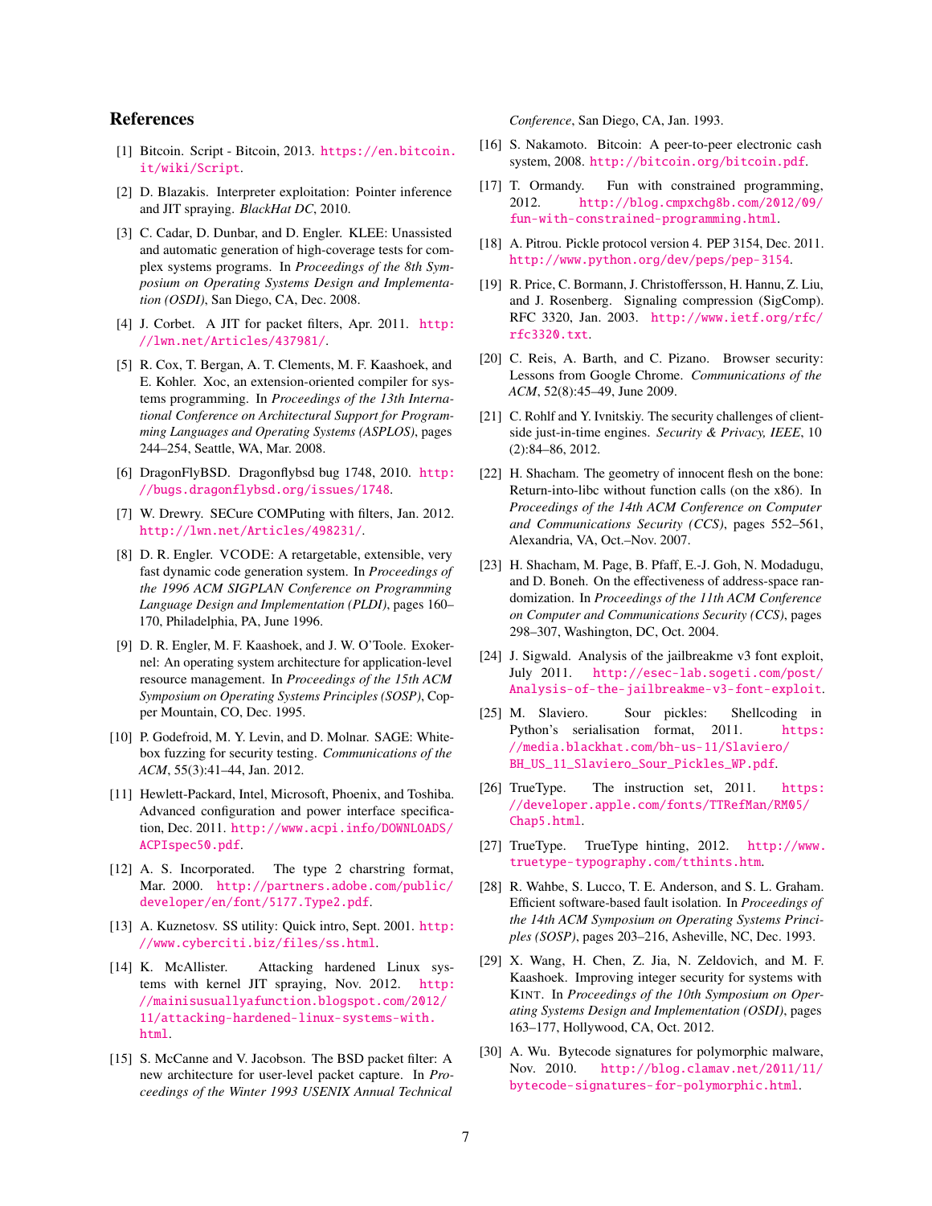## References

[1] Bitcoin. Script - Bitcoin, 2013. https://en.bitcoin.it/wiki/Script.

[2] D. Blazakis. Interpreter exploitation: Pointer inference and JIT spraying. *BlackHat DC*, 2010.

[3] C. Cadar, D. Dunbar, and D. Engler. KLEE: Unassisted and automatic generation of high-coverage tests for complex systems programs. In *Proceedings of the 8th Symposium on Operating Systems Design and Implementation (OSDI)*, San Diego, CA, Dec. 2008.

[4] J. Corbet. A JIT for packet filters, Apr. 2011. http://lwn.net/Articles/437981/.

[5] R. Cox, T. Bergan, A. T. Clements, M. F. Kaashoek, and E. Kohler. Xoc, an extension-oriented compiler for systems programming. In *Proceedings of the 13th International Conference on Architectural Support for Programming Languages and Operating Systems (ASPLOS)*, pages 244–254, Seattle, WA, Mar. 2008.

[6] DragonFlyBSD. Dragonflybsd bug 1748, 2010. http://bugs.dragonflybsd.org/issues/1748.

[7] W. Drewry. SECure COMPuting with filters, Jan. 2012. http://lwn.net/Articles/498231/.

[8] D. R. Engler. VCODE: A retargetable, extensible, very fast dynamic code generation system. In *Proceedings of the 1996 ACM SIGPLAN Conference on Programming Language Design and Implementation (PLDI)*, pages 160–170, Philadelphia, PA, June 1996.

[9] D. R. Engler, M. F. Kaashoek, and J. W. O'Toole. Exokernel: An operating system architecture for application-level resource management. In *Proceedings of the 15th ACM Symposium on Operating Systems Principles (SOSP)*, Copper Mountain, CO, Dec. 1995.

[10] P. Godefroid, M. Y. Levin, and D. Molnar. SAGE: Whitebox fuzzing for security testing. *Communications of the ACM*, 55(3):41–44, Jan. 2012.

[11] Hewlett-Packard, Intel, Microsoft, Phoenix, and Toshiba. Advanced configuration and power interface specification, Dec. 2011. http://www.acpi.info/DOWNLOADS/ACPIspec50.pdf.

[12] A. S. Incorporated. The type 2 charstring format, Mar. 2000. http://partners.adobe.com/public/developer/en/font/5177.Type2.pdf.

[13] A. Kuznetosv. SS utility: Quick intro, Sept. 2001. http://www.cyberciti.biz/files/ss.html.

[14] K. McAllister. Attacking hardened Linux systems with kernel JIT spraying, Nov. 2012. http://mainisusuallyafunction.blogspot.com/2012/11/attacking-hardened-linux-systems-with.html.

[15] S. McCanne and V. Jacobson. The BSD packet filter: A new architecture for user-level packet capture. In *Proceedings of the Winter 1993 USENIX Annual Technical Conference*, San Diego, CA, Jan. 1993.

[16] S. Nakamoto. Bitcoin: A peer-to-peer electronic cash system, 2008. http://bitcoin.org/bitcoin.pdf.

[17] T. Ormandy. Fun with constrained programming, 2012. http://blog.cmpxchg8b.com/2012/09/fun-with-constrained-programming.html.

[18] A. Pitrou. Pickle protocol version 4. PEP 3154, Dec. 2011. http://www.python.org/dev/peps/pep-3154.

[19] R. Price, C. Bormann, J. Christoffersson, H. Hannu, Z. Liu, and J. Rosenberg. Signaling compression (SigComp). RFC 3320, Jan. 2003. http://www.ietf.org/rfc/rfc3320.txt.

[20] C. Reis, A. Barth, and C. Pizano. Browser security: Lessons from Google Chrome. *Communications of the ACM*, 52(8):45–49, June 2009.

[21] C. Rohlf and Y. Ivnitskiy. The security challenges of client-side just-in-time engines. *Security & Privacy, IEEE*, 10 (2):84–86, 2012.

[22] H. Shacham. The geometry of innocent flesh on the bone: Return-into-libc without function calls (on the x86). In *Proceedings of the 14th ACM Conference on Computer and Communications Security (CCS)*, pages 552–561, Alexandria, VA, Oct.–Nov. 2007.

[23] H. Shacham, M. Page, B. Pfaff, E.-J. Goh, N. Modadugu, and D. Boneh. On the effectiveness of address-space randomization. In *Proceedings of the 11th ACM Conference on Computer and Communications Security (CCS)*, pages 298–307, Washington, DC, Oct. 2004.

[24] J. Sigwald. Analysis of the jailbreakme v3 font exploit, July 2011. http://esec-lab.sogeti.com/post/Analysis-of-the-jailbreakme-v3-font-exploit.

[25] M. Slaviero. Sour pickles: Shellcoding in Python's serialisation format, 2011. https://media.blackhat.com/bh-us-11/Slaviero/BH_US_11_Slaviero_Sour_Pickles_WP.pdf.

[26] TrueType. The instruction set, 2011. https://developer.apple.com/fonts/TTRefMan/RM05/Chap5.html.

[27] TrueType. TrueType hinting, 2012. http://www.truetype-typography.com/tthints.htm.

[28] R. Wahbe, S. Lucco, T. E. Anderson, and S. L. Graham. Efficient software-based fault isolation. In *Proceedings of the 14th ACM Symposium on Operating Systems Principles (SOSP)*, pages 203–216, Asheville, NC, Dec. 1993.

[29] X. Wang, H. Chen, Z. Jia, N. Zeldovich, and M. F. Kaashoek. Improving integer security for systems with KINT. In *Proceedings of the 10th Symposium on Operating Systems Design and Implementation (OSDI)*, pages 163–177, Hollywood, CA, Oct. 2012.

[30] A. Wu. Bytecode signatures for polymorphic malware, Nov. 2010. http://blog.clamav.net/2011/11/bytecode-signatures-for-polymorphic.html.